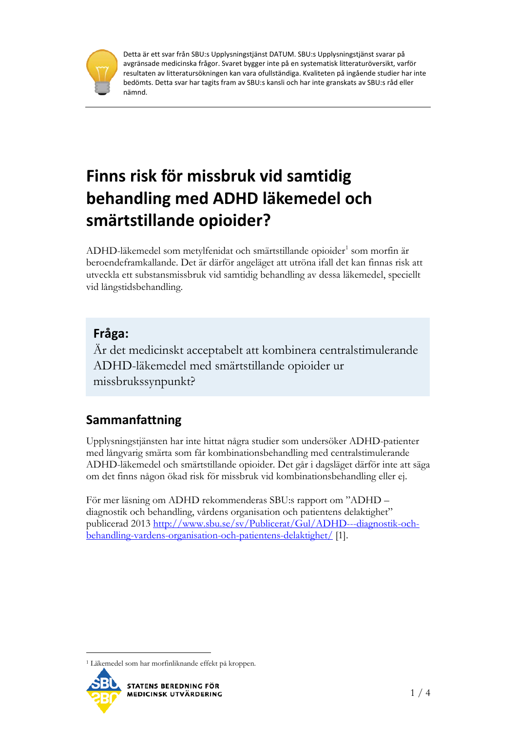Detta är ett svar från SBU:s Upplysningstjänst DATUM. SBU:s Upplysningstjänst svarar på avgränsade medicinska frågor. Svaret bygger inte på en systematisk litteraturöversikt, varför resultaten av litteratursökningen kan vara ofullständiga. Kvaliteten på ingående studier har inte bedömts. Detta svar har tagits fram av SBU:s kansli och har inte granskats av SBU:s råd eller nämnd.

# Finns risk för missbruk vid samtidig behandling med ADHD läkemedel och smärtstillande opioider?

ADHD-läkemedel som metylfenidat och smärtstillande opioider[1] som morfin är beroendeframkallande. Det är därför angeläget att utröna ifall det kan finnas risk att utveckla ett substansmissbruk vid samtidig behandling av dessa läkemedel, speciellt vid långstidsbehandling.

## Fråga:

Är det medicinskt acceptabelt att kombinera centralstimulerande ADHD-läkemedel med smärtstillande opioider ur missbrukssynpunkt?

## Sammanfattning

Upplysningstjänsten har inte hittat några studier som undersöker ADHD-patienter med långvarig smärta som får kombinationsbehandling med centralstimulerande ADHD-läkemedel och smärtstillande opioider. Det går i dagsläget därför inte att säga om det finns någon ökad risk för missbruk vid kombinationsbehandling eller ej.

För mer läsning om ADHD rekommenderas SBU:s rapport om "ADHD – diagnostik och behandling, vårdens organisation och patientens delaktighet" publicerad 2013 http://www.sbu.se/sv/Publicerat/Gul/ADHD---diagnostik-och-behandling-vardens-organisation-och-patientens-delaktighet/ [1].

[1] Läkemedel som har morfinliknande effekt på kroppen.

STATENS BEREDNING FÖR MEDICINSK UTVÄRDERING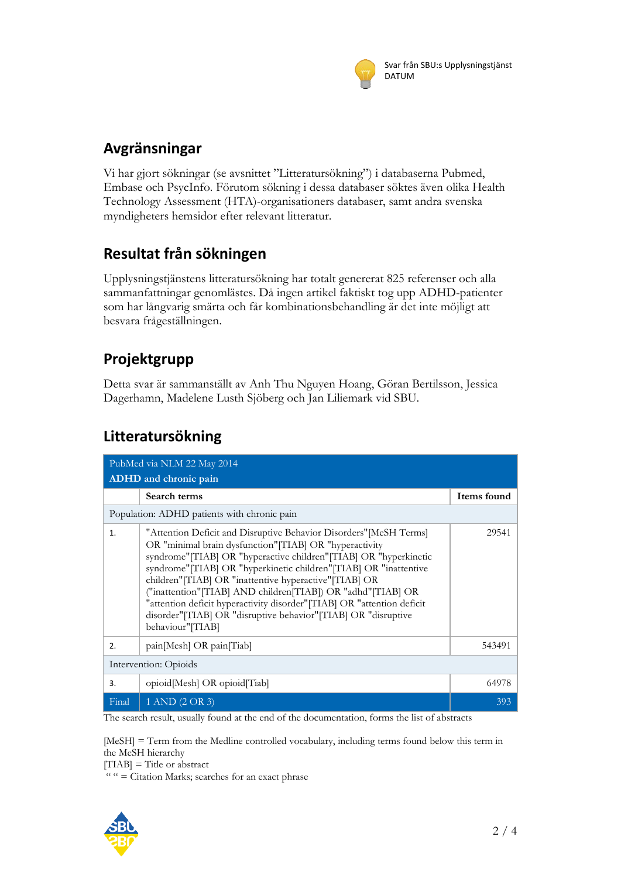## Avgränsningar

Vi har gjort sökningar (se avsnittet ”Litteratursökning”) i databaserna Pubmed, Embase och PsycInfo. Förutom sökning i dessa databaser söktes även olika Health Technology Assessment (HTA)-organisationers databaser, samt andra svenska myndigheters hemsidor efter relevant litteratur.

## Resultat från sökningen

Upplysningstjänstens litteratursökning har totalt genererat 825 referenser och alla sammanfattningar genomlästes. Då ingen artikel faktiskt tog upp ADHD-patienter som har långvarig smärta och får kombinationsbehandling är det inte möjligt att besvara frågeställningen.

## Projektgrupp

Detta svar är sammanställt av Anh Thu Nguyen Hoang, Göran Bertilsson, Jessica Dagerhamn, Madelene Lusth Sjöberg och Jan Liliemark vid SBU.

## Litteratursökning

| PubMed via NLM 22 May 2014<br>**ADHD and chronic pain** | | |
|---|---|---|
| | **Search terms** | **Items found** |
| Population: ADHD patients with chronic pain | | |
| 1. | "Attention Deficit and Disruptive Behavior Disorders"[MeSH Terms] OR "minimal brain dysfunction"[TIAB] OR "hyperactivity syndrome"[TIAB] OR "hyperactive children"[TIAB] OR "hyperkinetic syndrome"[TIAB] OR "hyperkinetic children"[TIAB] OR "inattentive children"[TIAB] OR "inattentive hyperactive"[TIAB] OR ("inattention"[TIAB] AND children[TIAB]) OR "adhd"[TIAB] OR "attention deficit hyperactivity disorder"[TIAB] OR "attention deficit disorder"[TIAB] OR "disruptive behavior"[TIAB] OR "disruptive behaviour"[TIAB] | 29541 |
| 2. | pain[Mesh] OR pain[Tiab] | 543491 |
| Intervention: Opioids | | |
| 3. | opioid[Mesh] OR opioid[Tiab] | 64978 |
| Final | 1 AND (2 OR 3) | 393 |

The search result, usually found at the end of the documentation, forms the list of abstracts

[MeSH] = Term from the Medline controlled vocabulary, including terms found below this term in the MeSH hierarchy
[TIAB] = Title or abstract
" " = Citation Marks; searches for an exact phrase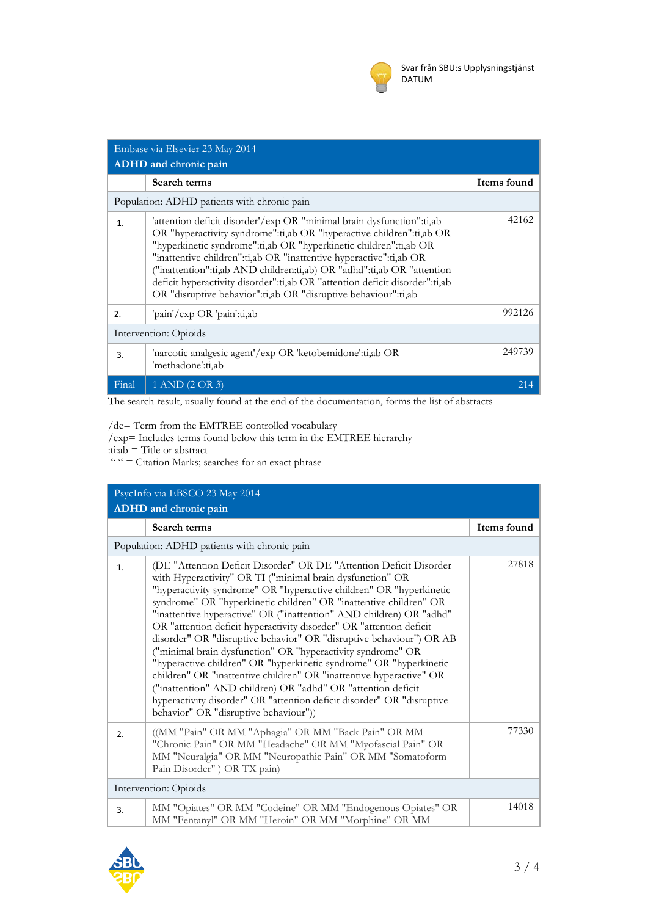| Embase via Elsevier 23 May 2014<br>**ADHD and chronic pain** | | |
|---|---|---|
| | **Search terms** | **Items found** |
| Population: ADHD patients with chronic pain | | |
| 1. | 'attention deficit disorder'/exp OR "minimal brain dysfunction":ti,ab OR "hyperactivity syndrome":ti,ab OR "hyperactive children":ti,ab OR "hyperkinetic syndrome":ti,ab OR "hyperkinetic children":ti,ab OR "inattentive children":ti,ab OR "inattentive hyperactive":ti,ab OR ("inattention":ti,ab AND children:ti,ab) OR "adhd":ti,ab OR "attention deficit hyperactivity disorder":ti,ab OR "attention deficit disorder":ti,ab OR "disruptive behavior":ti,ab OR "disruptive behaviour":ti,ab | 42162 |
| 2. | 'pain'/exp OR 'pain':ti,ab | 992126 |
| Intervention: Opioids | | |
| 3. | 'narcotic analgesic agent'/exp OR 'ketobemidone':ti,ab OR 'methadone':ti,ab | 249739 |
| Final | 1 AND (2 OR 3) | 214 |

The search result, usually found at the end of the documentation, forms the list of abstracts

/de= Term from the EMTREE controlled vocabulary
/exp= Includes terms found below this term in the EMTREE hierarchy
:ti:ab = Title or abstract
" " = Citation Marks; searches for an exact phrase

| PsycInfo via EBSCO 23 May 2014<br>**ADHD and chronic pain** | | |
|---|---|---|
| | **Search terms** | **Items found** |
| Population: ADHD patients with chronic pain | | |
| 1. | (DE "Attention Deficit Disorder" OR DE "Attention Deficit Disorder with Hyperactivity" OR TI ("minimal brain dysfunction" OR "hyperactivity syndrome" OR "hyperactive children" OR "hyperkinetic syndrome" OR "hyperkinetic children" OR "inattentive children" OR "inattentive hyperactive" OR ("inattention" AND children) OR "adhd" OR "attention deficit hyperactivity disorder" OR "attention deficit disorder" OR "disruptive behavior" OR "disruptive behaviour") OR AB ("minimal brain dysfunction" OR "hyperactivity syndrome" OR "hyperactive children" OR "hyperkinetic syndrome" OR "hyperkinetic children" OR "inattentive children" OR "inattentive hyperactive" OR ("inattention" AND children) OR "adhd" OR "attention deficit hyperactivity disorder" OR "attention deficit disorder" OR "disruptive behavior" OR "disruptive behaviour")) | 27818 |
| 2. | ((MM "Pain" OR MM "Aphagia" OR MM "Back Pain" OR MM "Chronic Pain" OR MM "Headache" OR MM "Myofascial Pain" OR MM "Neuralgia" OR MM "Neuropathic Pain" OR MM "Somatoform Pain Disorder" ) OR TX pain) | 77330 |
| Intervention: Opioids | | |
| 3. | MM "Opiates" OR MM "Codeine" OR MM "Endogenous Opiates" OR MM "Fentanyl" OR MM "Heroin" OR MM "Morphine" OR MM | 14018 |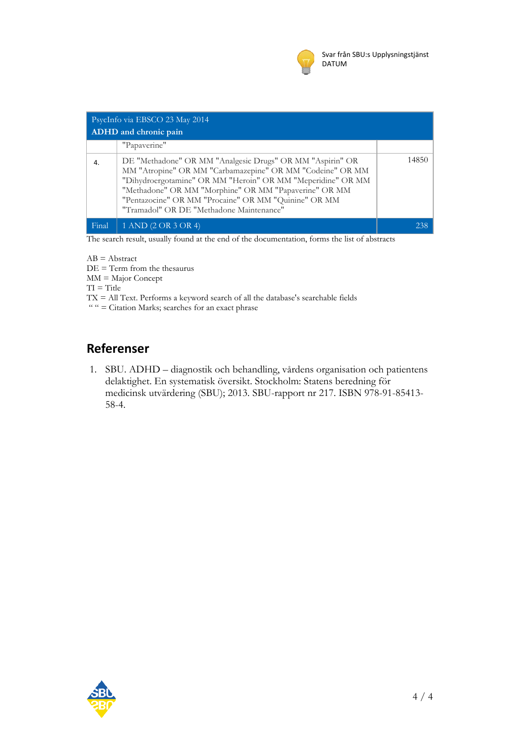| PsycInfo via EBSCO 23 May 2014<br>**ADHD and chronic pain** | | |
|---|---|---|
| | "Papaverine" | |
| 4. | DE "Methadone" OR MM "Analgesic Drugs" OR MM "Aspirin" OR MM "Atropine" OR MM "Carbamazepine" OR MM "Codeine" OR MM "Dihydroergotamine" OR MM "Heroin" OR MM "Meperidine" OR MM "Methadone" OR MM "Morphine" OR MM "Papaverine" OR MM "Pentazocine" OR MM "Procaine" OR MM "Quinine" OR MM "Tramadol" OR DE "Methadone Maintenance" | 14850 |
| Final | 1 AND (2 OR 3 OR 4) | 238 |

The search result, usually found at the end of the documentation, forms the list of abstracts

AB = Abstract
DE = Term from the thesaurus
MM = Major Concept
TI = Title
TX = All Text. Performs a keyword search of all the database's searchable fields
“ “ = Citation Marks; searches for an exact phrase

## Referenser

1. SBU. ADHD – diagnostik och behandling, vårdens organisation och patientens delaktighet. En systematisk översikt. Stockholm: Statens beredning för medicinsk utvärdering (SBU); 2013. SBU-rapport nr 217. ISBN 978-91-85413-58-4.